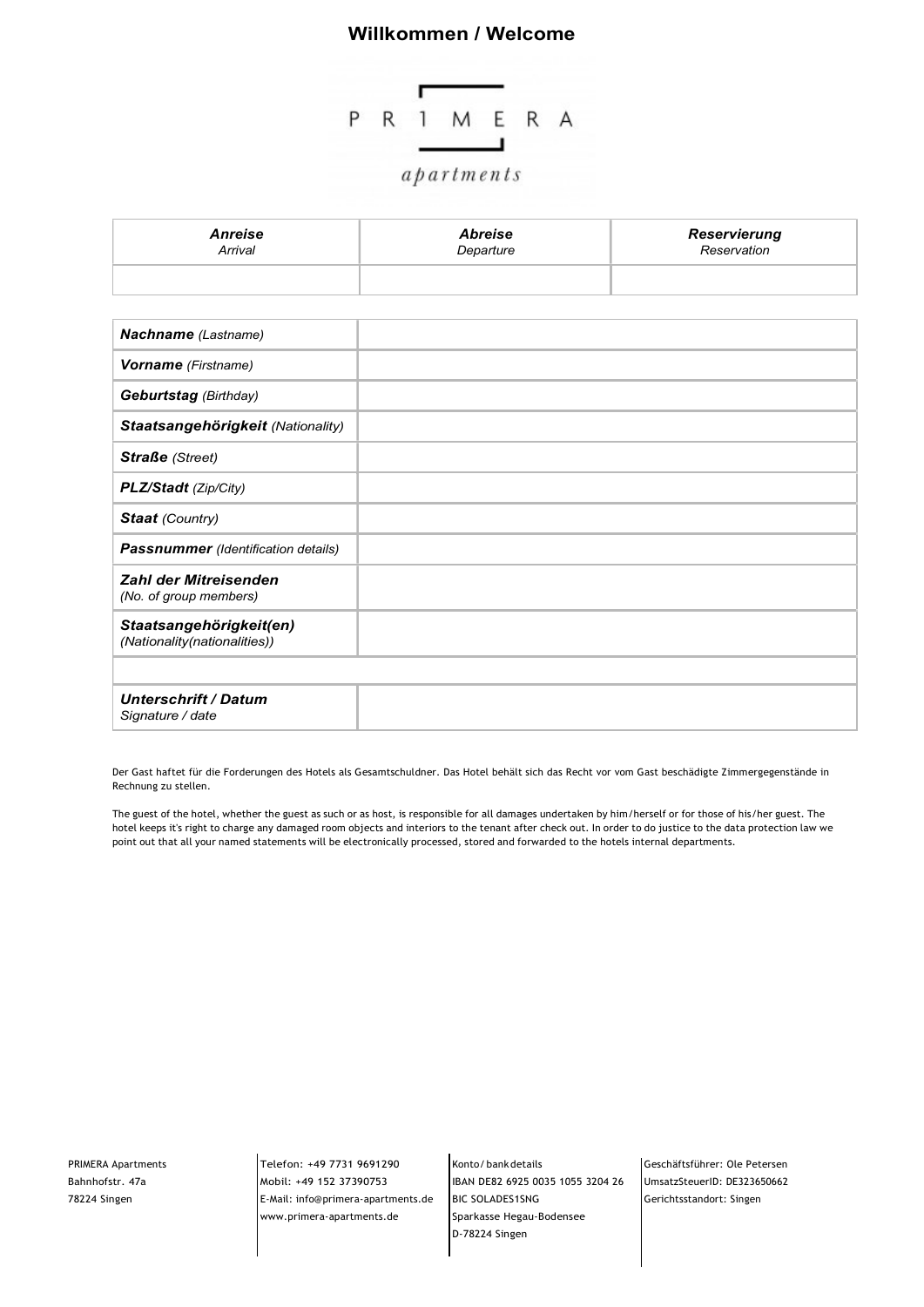# Willkommen / Welcome

PR1MERA

*apartments*

| ***Anreise*** *Arrival* | ***Abreise*** *Departure* | ***Reservierung*** *Reservation* |
|---|---|---|
| | | |

| | |
|---|---|
| ***Nachname*** *(Lastname)* | |
| ***Vorname*** *(Firstname)* | |
| ***Geburtstag*** *(Birthday)* | |
| ***Staatsangehörigkeit*** *(Nationality)* | |
| ***Straße*** *(Street)* | |
| ***PLZ/Stadt*** *(Zip/City)* | |
| ***Staat*** *(Country)* | |
| ***Passnummer*** *(Identification details)* | |
| ***Zahl der Mitreisenden*** *(No. of group members)* | |
| ***Staatsangehörigkeit(en)*** *(Nationality(nationalities))* | |
| | |
| ***Unterschrift / Datum*** *Signature / date* | |

Der Gast haftet für die Forderungen des Hotels als Gesamtschuldner. Das Hotel behält sich das Recht vor vom Gast beschädigte Zimmergegenstände in Rechnung zu stellen.

The guest of the hotel, whether the guest as such or as host, is responsible for all damages undertaken by him/herself or for those of his/her guest. The hotel keeps it's right to charge any damaged room objects and interiors to the tenant after check out. In order to do justice to the data protection law we point out that all your named statements will be electronically processed, stored and forwarded to the hotels internal departments.

PRIMERA Apartments
Bahnhofstr. 47a
78224 Singen

Telefon: +49 7731 9691290
Mobil: +49 152 37390753
E-Mail: info@primera-apartments.de
www.primera-apartments.de

Konto/bankdetails
IBAN DE82 6925 0035 1055 3204 26
BIC SOLADES1SNG
Sparkasse Hegau-Bodensee
D-78224 Singen

Geschäftsführer: Ole Petersen
UmsatzSteuerID: DE323650662
Gerichtsstandort: Singen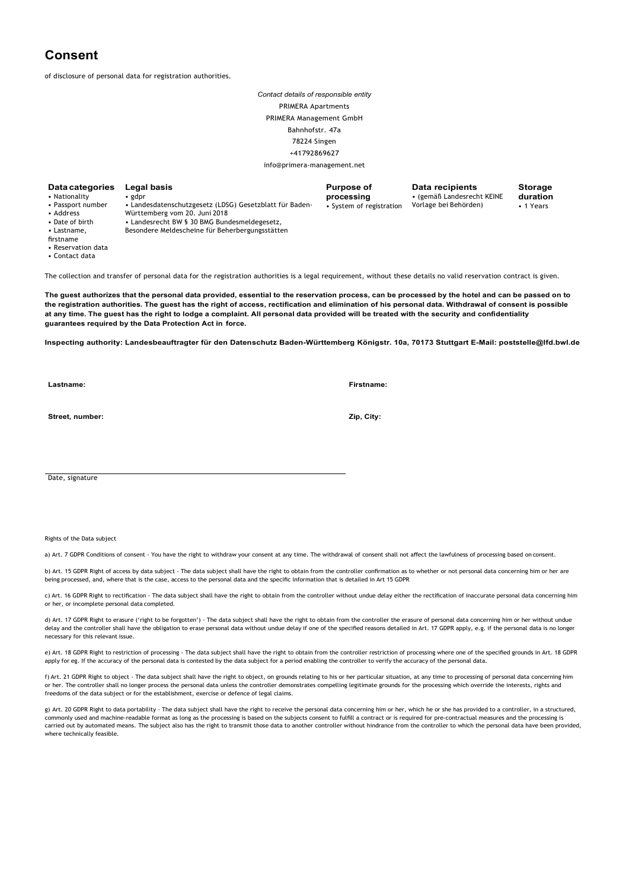# Consent

of disclosure of personal data for registration authorities.

*Contact details of responsible entity*

PRIMERA Apartments
PRIMERA Management GmbH
Bahnhofstr. 47a
78224 Singen
+41792869627
info@primera-management.net

| Data categories | Legal basis | Purpose of processing | Data recipients | Storage duration |
| --- | --- | --- | --- | --- |
| • Nationality<br>• Passport number<br>• Address<br>• Date of birth<br>• Lastname, firstname<br>• Reservation data<br>• Contact data | • gdpr<br>• Landesdatenschutzgesetz (LDSG) Gesetzblatt für Baden-Württemberg vom 20. Juni 2018<br>• Landesrecht BW § 30 BMG Bundesmeldegesetz, Besondere Meldescheine für Beherbergungsstätten | • System of registration | • (gemäß Landesrecht KEINE Vorlage bei Behörden) | • 1 Years |

The collection and transfer of personal data for the registration authorities is a legal requirement, without these details no valid reservation contract is given.

**The guest authorizes that the personal data provided, essential to the reservation process, can be processed by the hotel and can be passed on to the registration authorities. The guest has the right of access, rectification and elimination of his personal data. Withdrawal of consent is possible at any time. The guest has the right to lodge a complaint. All personal data provided will be treated with the security and confidentiality guarantees required by the Data Protection Act in force.**

**Inspecting authority: Landesbeauftragter für den Datenschutz Baden-Württemberg Königstr. 10a, 70173 Stuttgart E-Mail: poststelle@lfd.bwl.de**

**Lastname:** **Firstname:**

**Street, number:** **Zip, City:**

Date, signature

Rights of the Data subject

a) Art. 7 GDPR Conditions of consent - You have the right to withdraw your consent at any time. The withdrawal of consent shall not affect the lawfulness of processing based on consent.

b) Art. 15 GDPR Right of access by data subject - The data subject shall have the right to obtain from the controller confirmation as to whether or not personal data concerning him or her are being processed, and, where that is the case, access to the personal data and the specific information that is detailed in Art 15 GDPR

c) Art. 16 GDPR Right to rectification - The data subject shall have the right to obtain from the controller without undue delay either the rectification of inaccurate personal data concerning him or her, or incomplete personal data completed.

d) Art. 17 GDPR Right to erasure ('right to be forgotten') - The data subject shall have the right to obtain from the controller the erasure of personal data concerning him or her without undue delay and the controller shall have the obligation to erase personal data without undue delay if one of the specified reasons detailed in Art. 17 GDPR apply, e.g. if the personal data is no longer necessary for this relevant issue.

e) Art. 18 GDPR Right to restriction of processing - The data subject shall have the right to obtain from the controller restriction of processing where one of the specified grounds in Art. 18 GDPR apply for eg. If the accuracy of the personal data is contested by the data subject for a period enabling the controller to verify the accuracy of the personal data.

f) Art. 21 GDPR Right to object - The data subject shall have the right to object, on grounds relating to his or her particular situation, at any time to processing of personal data concerning him or her. The controller shall no longer process the personal data unless the controller demonstrates compelling legitimate grounds for the processing which override the interests, rights and freedoms of the data subject or for the establishment, exercise or defence of legal claims.

g) Art. 20 GDPR Right to data portability - The data subject shall have the right to receive the personal data concerning him or her, which he or she has provided to a controller, in a structured, commonly used and machine-readable format as long as the processing is based on the subjects consent to fulfill a contract or is required for pre-contractual measures and the processing is carried out by automated means. The subject also has the right to transmit those data to another controller without hindrance from the controller to which the personal data have been provided, where technically feasible.